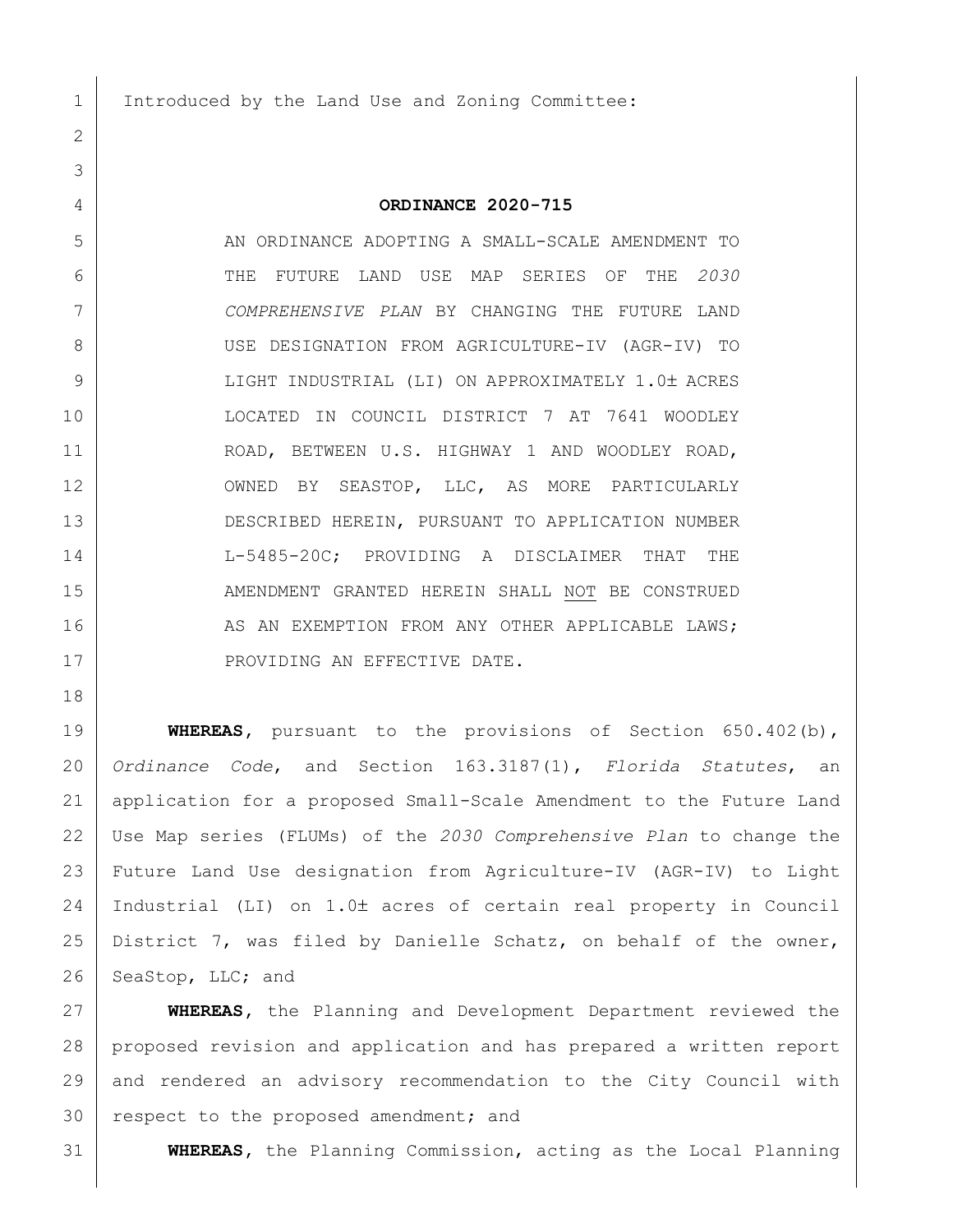Introduced by the Land Use and Zoning Committee:

**ORDINANCE 2020-715**

AN ORDINANCE ADOPTING A SMALL-SCALE AMENDMENT TO THE FUTURE LAND USE MAP SERIES OF THE *2030 COMPREHENSIVE PLAN* BY CHANGING THE FUTURE LAND USE DESIGNATION FROM AGRICULTURE-IV (AGR-IV) TO LIGHT INDUSTRIAL (LI) ON APPROXIMATELY 1.0± ACRES LOCATED IN COUNCIL DISTRICT 7 AT 7641 WOODLEY ROAD, BETWEEN U.S. HIGHWAY 1 AND WOODLEY ROAD, OWNED BY SEASTOP, LLC, AS MORE PARTICULARLY DESCRIBED HEREIN, PURSUANT TO APPLICATION NUMBER L-5485-20C; PROVIDING A DISCLAIMER THAT THE AMENDMENT GRANTED HEREIN SHALL NOT BE CONSTRUED AS AN EXEMPTION FROM ANY OTHER APPLICABLE LAWS; PROVIDING AN EFFECTIVE DATE.

**WHEREAS**, pursuant to the provisions of Section 650.402(b), *Ordinance Code*, and Section 163.3187(1), *Florida Statutes*, an application for a proposed Small-Scale Amendment to the Future Land Use Map series (FLUMs) of the *2030 Comprehensive Plan* to change the Future Land Use designation from Agriculture-IV (AGR-IV) to Light Industrial (LI) on 1.0± acres of certain real property in Council District 7, was filed by Danielle Schatz, on behalf of the owner, SeaStop, LLC; and

**WHEREAS**, the Planning and Development Department reviewed the proposed revision and application and has prepared a written report and rendered an advisory recommendation to the City Council with respect to the proposed amendment; and

**WHEREAS**, the Planning Commission, acting as the Local Planning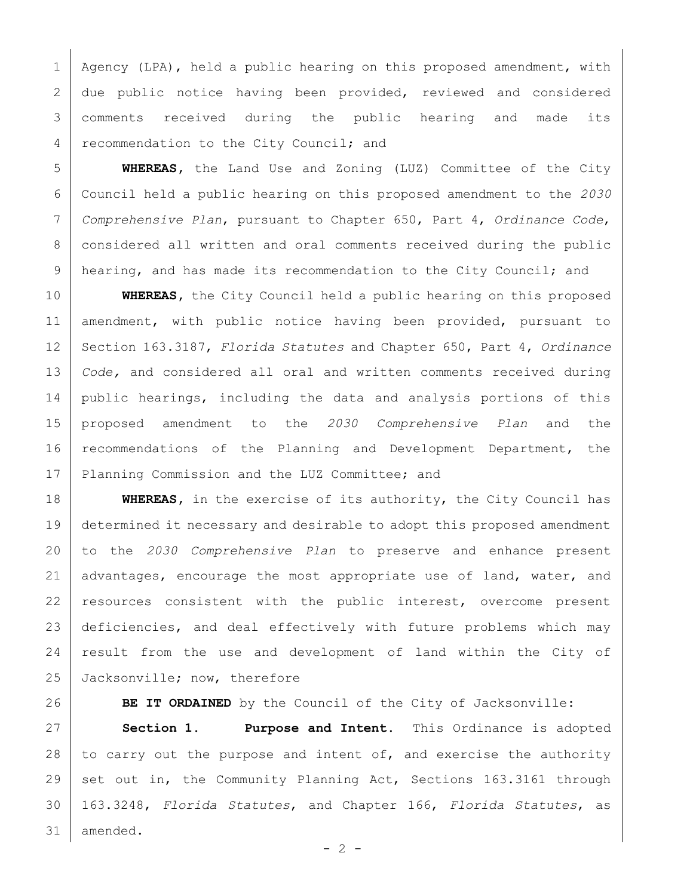Agency (LPA), held a public hearing on this proposed amendment, with due public notice having been provided, reviewed and considered comments received during the public hearing and made its recommendation to the City Council; and

**WHEREAS**, the Land Use and Zoning (LUZ) Committee of the City Council held a public hearing on this proposed amendment to the *2030 Comprehensive Plan*, pursuant to Chapter 650, Part 4, *Ordinance Code*, considered all written and oral comments received during the public hearing, and has made its recommendation to the City Council; and

**WHEREAS**, the City Council held a public hearing on this proposed amendment, with public notice having been provided, pursuant to Section 163.3187, *Florida Statutes* and Chapter 650, Part 4, *Ordinance Code,* and considered all oral and written comments received during public hearings, including the data and analysis portions of this proposed amendment to the *2030 Comprehensive Plan* and the recommendations of the Planning and Development Department, the Planning Commission and the LUZ Committee; and

**WHEREAS**, in the exercise of its authority, the City Council has determined it necessary and desirable to adopt this proposed amendment to the *2030 Comprehensive Plan* to preserve and enhance present advantages, encourage the most appropriate use of land, water, and resources consistent with the public interest, overcome present deficiencies, and deal effectively with future problems which may result from the use and development of land within the City of Jacksonville; now, therefore

**BE IT ORDAINED** by the Council of the City of Jacksonville:

**Section 1. Purpose and Intent.** This Ordinance is adopted to carry out the purpose and intent of, and exercise the authority set out in, the Community Planning Act, Sections 163.3161 through 163.3248, *Florida Statutes*, and Chapter 166, *Florida Statutes*, as amended.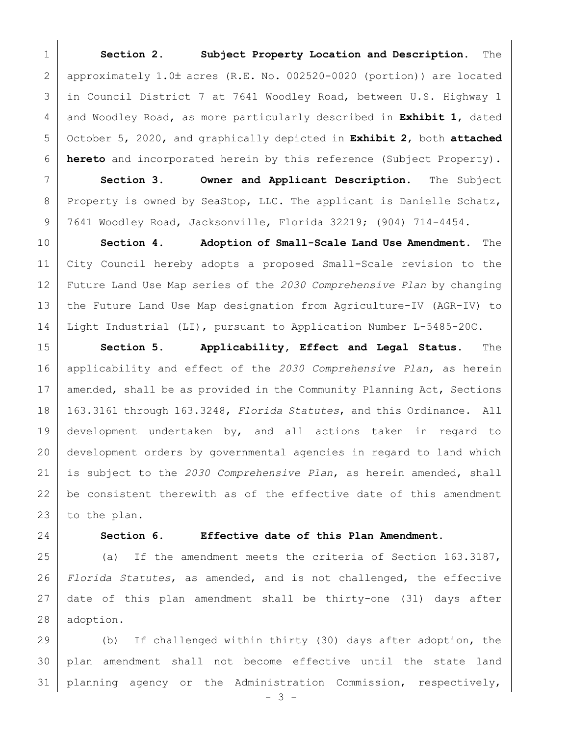**Section 2. Subject Property Location and Description.** The approximately 1.0± acres (R.E. No. 002520-0020 (portion)) are located in Council District 7 at 7641 Woodley Road, between U.S. Highway 1 and Woodley Road, as more particularly described in **Exhibit 1**, dated October 5, 2020, and graphically depicted in **Exhibit 2**, both **attached hereto** and incorporated herein by this reference (Subject Property).

**Section 3. Owner and Applicant Description.** The Subject Property is owned by SeaStop, LLC. The applicant is Danielle Schatz, 7641 Woodley Road, Jacksonville, Florida 32219; (904) 714-4454.

**Section 4. Adoption of Small-Scale Land Use Amendment.** The City Council hereby adopts a proposed Small-Scale revision to the Future Land Use Map series of the *2030 Comprehensive Plan* by changing the Future Land Use Map designation from Agriculture-IV (AGR-IV) to Light Industrial (LI), pursuant to Application Number L-5485-20C.

**Section 5. Applicability, Effect and Legal Status.** The applicability and effect of the *2030 Comprehensive Plan*, as herein amended, shall be as provided in the Community Planning Act, Sections 163.3161 through 163.3248, *Florida Statutes*, and this Ordinance. All development undertaken by, and all actions taken in regard to development orders by governmental agencies in regard to land which is subject to the *2030 Comprehensive Plan*, as herein amended, shall be consistent therewith as of the effective date of this amendment to the plan.

**Section 6. Effective date of this Plan Amendment.**

(a) If the amendment meets the criteria of Section 163.3187, *Florida Statutes*, as amended, and is not challenged, the effective date of this plan amendment shall be thirty-one (31) days after adoption.

(b) If challenged within thirty (30) days after adoption, the plan amendment shall not become effective until the state land planning agency or the Administration Commission, respectively,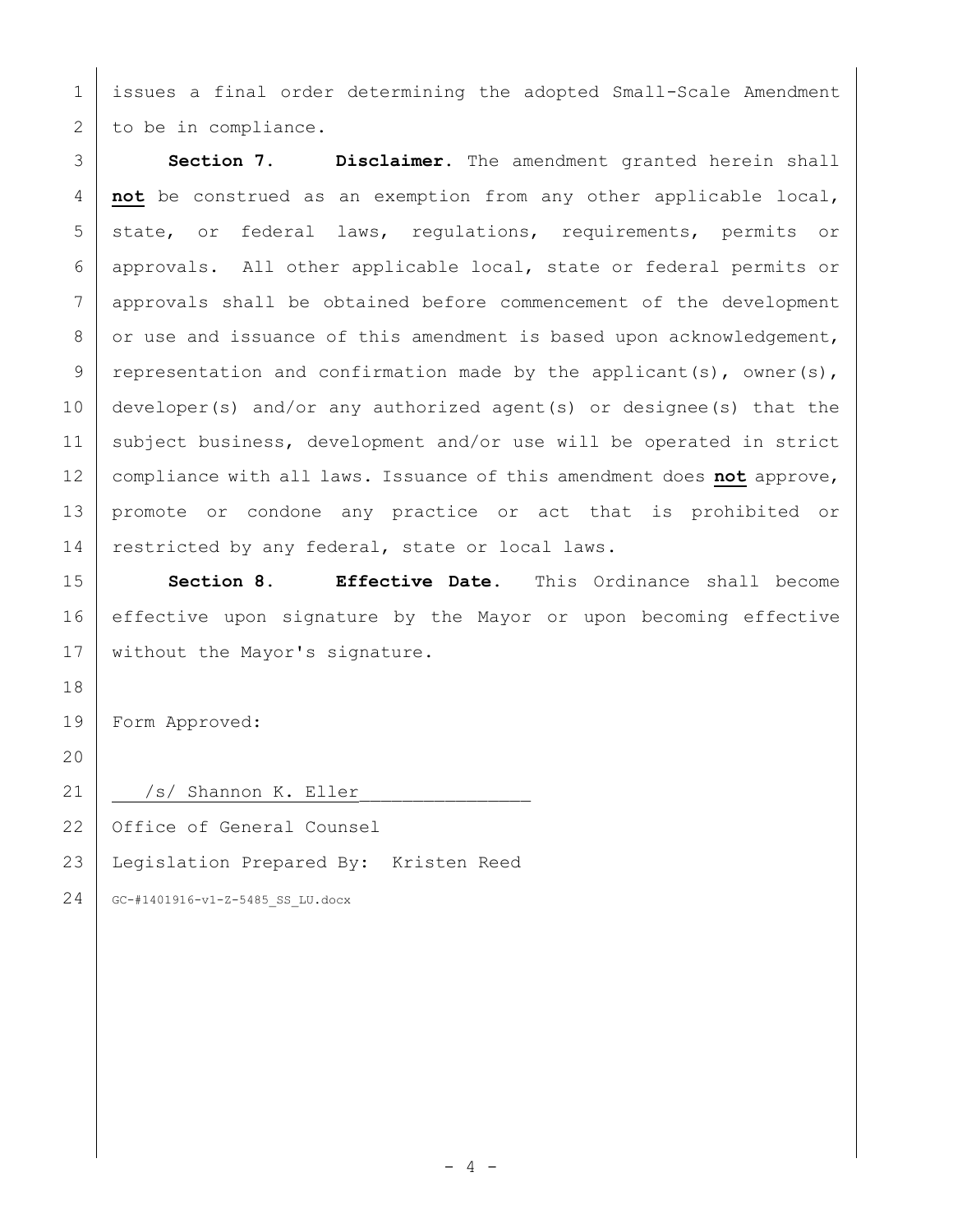issues a final order determining the adopted Small-Scale Amendment to be in compliance.

**Section 7. Disclaimer.** The amendment granted herein shall **not** be construed as an exemption from any other applicable local, state, or federal laws, regulations, requirements, permits or approvals. All other applicable local, state or federal permits or approvals shall be obtained before commencement of the development or use and issuance of this amendment is based upon acknowledgement, representation and confirmation made by the applicant(s), owner(s), developer(s) and/or any authorized agent(s) or designee(s) that the subject business, development and/or use will be operated in strict compliance with all laws. Issuance of this amendment does **not** approve, promote or condone any practice or act that is prohibited or restricted by any federal, state or local laws.

**Section 8. Effective Date.** This Ordinance shall become effective upon signature by the Mayor or upon becoming effective without the Mayor's signature.

Form Approved:

/s/ Shannon K. Eller

Office of General Counsel

Legislation Prepared By: Kristen Reed

GC-#1401916-v1-Z-5485_SS_LU.docx